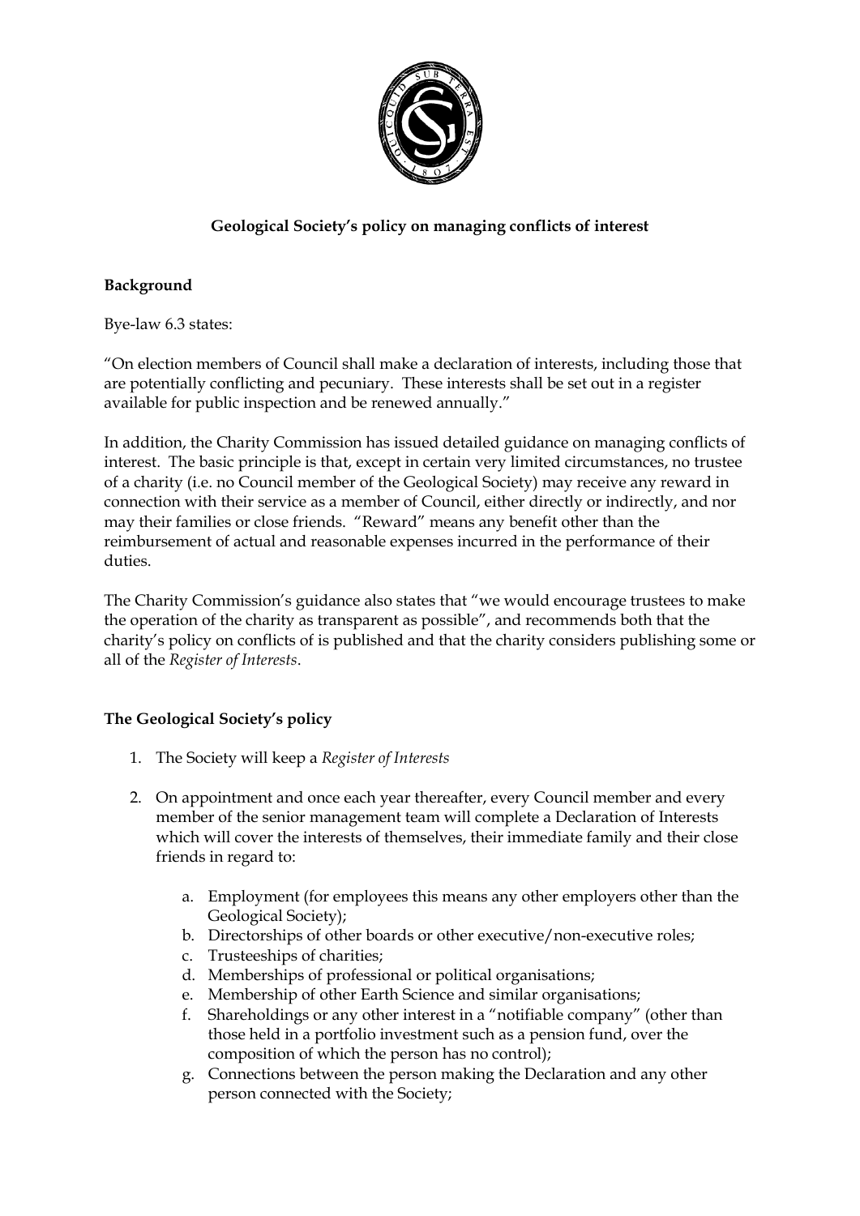**Geological Society's policy on managing conflicts of interest**

**Background**

Bye-law 6.3 states:

"On election members of Council shall make a declaration of interests, including those that are potentially conflicting and pecuniary. These interests shall be set out in a register available for public inspection and be renewed annually."

In addition, the Charity Commission has issued detailed guidance on managing conflicts of interest. The basic principle is that, except in certain very limited circumstances, no trustee of a charity (i.e. no Council member of the Geological Society) may receive any reward in connection with their service as a member of Council, either directly or indirectly, and nor may their families or close friends. "Reward" means any benefit other than the reimbursement of actual and reasonable expenses incurred in the performance of their duties.

The Charity Commission's guidance also states that "we would encourage trustees to make the operation of the charity as transparent as possible", and recommends both that the charity's policy on conflicts of is published and that the charity considers publishing some or all of the *Register of Interests*.

**The Geological Society's policy**

1. The Society will keep a *Register of Interests*

2. On appointment and once each year thereafter, every Council member and every member of the senior management team will complete a Declaration of Interests which will cover the interests of themselves, their immediate family and their close friends in regard to:

    a. Employment (for employees this means any other employers other than the Geological Society);
    b. Directorships of other boards or other executive/non-executive roles;
    c. Trusteeships of charities;
    d. Memberships of professional or political organisations;
    e. Membership of other Earth Science and similar organisations;
    f. Shareholdings or any other interest in a "notifiable company" (other than those held in a portfolio investment such as a pension fund, over the composition of which the person has no control);
    g. Connections between the person making the Declaration and any other person connected with the Society;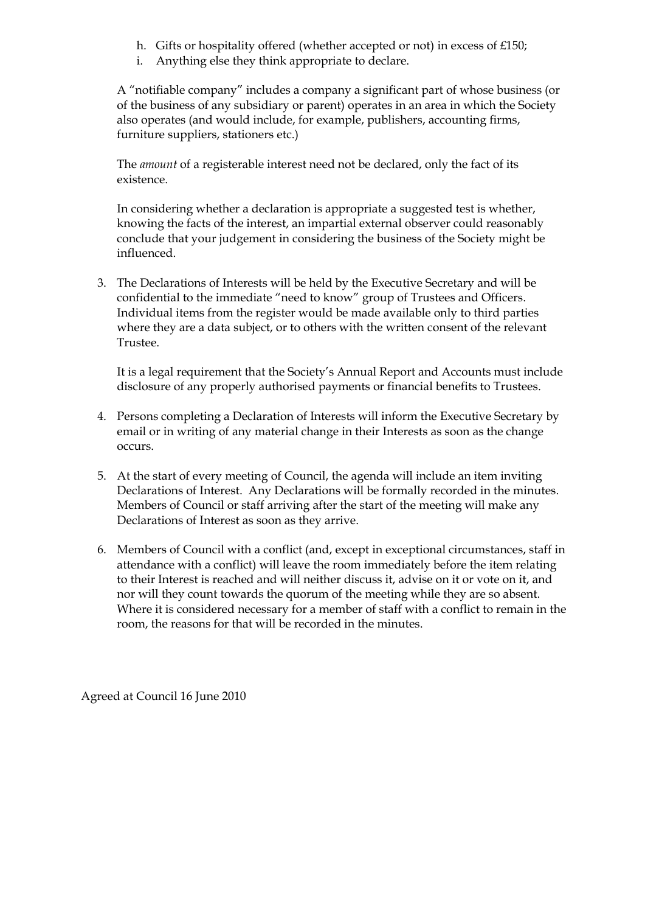h. Gifts or hospitality offered (whether accepted or not) in excess of £150;
i. Anything else they think appropriate to declare.

A "notifiable company" includes a company a significant part of whose business (or of the business of any subsidiary or parent) operates in an area in which the Society also operates (and would include, for example, publishers, accounting firms, furniture suppliers, stationers etc.)

The *amount* of a registerable interest need not be declared, only the fact of its existence.

In considering whether a declaration is appropriate a suggested test is whether, knowing the facts of the interest, an impartial external observer could reasonably conclude that your judgement in considering the business of the Society might be influenced.

3. The Declarations of Interests will be held by the Executive Secretary and will be confidential to the immediate "need to know" group of Trustees and Officers. Individual items from the register would be made available only to third parties where they are a data subject, or to others with the written consent of the relevant Trustee.

   It is a legal requirement that the Society's Annual Report and Accounts must include disclosure of any properly authorised payments or financial benefits to Trustees.

4. Persons completing a Declaration of Interests will inform the Executive Secretary by email or in writing of any material change in their Interests as soon as the change occurs.

5. At the start of every meeting of Council, the agenda will include an item inviting Declarations of Interest. Any Declarations will be formally recorded in the minutes. Members of Council or staff arriving after the start of the meeting will make any Declarations of Interest as soon as they arrive.

6. Members of Council with a conflict (and, except in exceptional circumstances, staff in attendance with a conflict) will leave the room immediately before the item relating to their Interest is reached and will neither discuss it, advise on it or vote on it, and nor will they count towards the quorum of the meeting while they are so absent. Where it is considered necessary for a member of staff with a conflict to remain in the room, the reasons for that will be recorded in the minutes.

Agreed at Council 16 June 2010